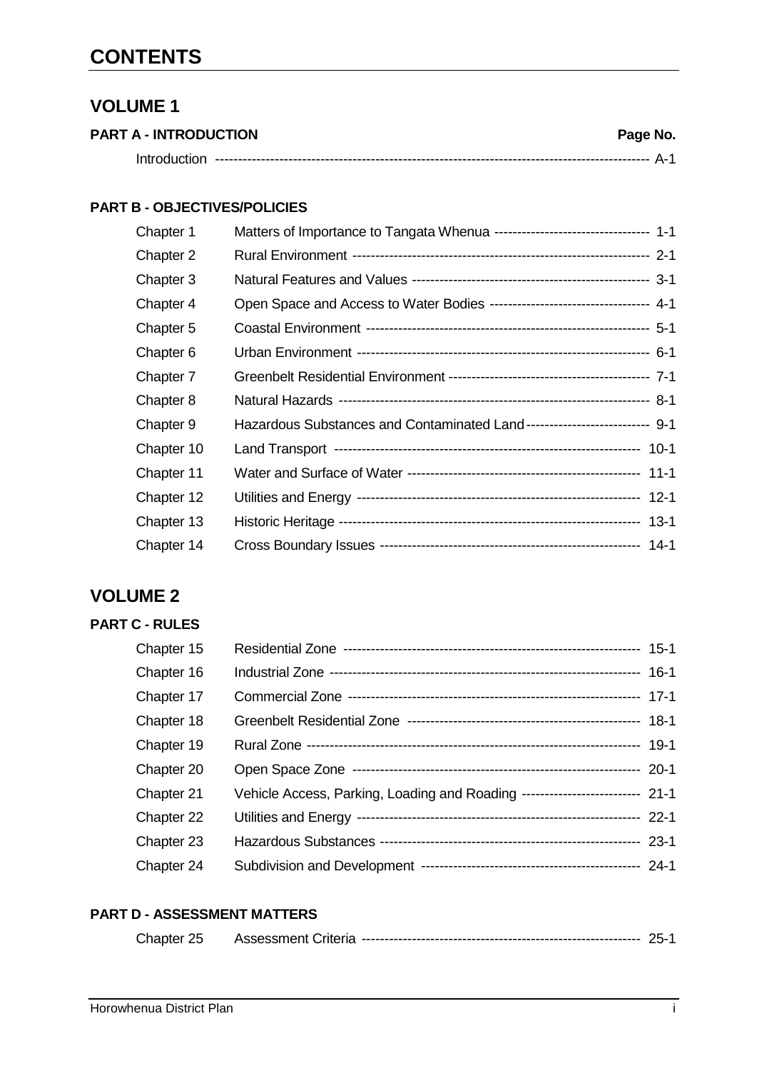# CONTENTS

## VOLUME 1

| PART A - INTRODUCTION | | Page No. |
|---|---|---|
| Introduction | | A-1 |

### PART B - OBJECTIVES/POLICIES

| | | |
|---|---|---|
| Chapter 1 | Matters of Importance to Tangata Whenua | 1-1 |
| Chapter 2 | Rural Environment | 2-1 |
| Chapter 3 | Natural Features and Values | 3-1 |
| Chapter 4 | Open Space and Access to Water Bodies | 4-1 |
| Chapter 5 | Coastal Environment | 5-1 |
| Chapter 6 | Urban Environment | 6-1 |
| Chapter 7 | Greenbelt Residential Environment | 7-1 |
| Chapter 8 | Natural Hazards | 8-1 |
| Chapter 9 | Hazardous Substances and Contaminated Land | 9-1 |
| Chapter 10 | Land Transport | 10-1 |
| Chapter 11 | Water and Surface of Water | 11-1 |
| Chapter 12 | Utilities and Energy | 12-1 |
| Chapter 13 | Historic Heritage | 13-1 |
| Chapter 14 | Cross Boundary Issues | 14-1 |

## VOLUME 2

### PART C - RULES

| | | |
|---|---|---|
| Chapter 15 | Residential Zone | 15-1 |
| Chapter 16 | Industrial Zone | 16-1 |
| Chapter 17 | Commercial Zone | 17-1 |
| Chapter 18 | Greenbelt Residential Zone | 18-1 |
| Chapter 19 | Rural Zone | 19-1 |
| Chapter 20 | Open Space Zone | 20-1 |
| Chapter 21 | Vehicle Access, Parking, Loading and Roading | 21-1 |
| Chapter 22 | Utilities and Energy | 22-1 |
| Chapter 23 | Hazardous Substances | 23-1 |
| Chapter 24 | Subdivision and Development | 24-1 |

### PART D - ASSESSMENT MATTERS

| | | |
|---|---|---|
| Chapter 25 | Assessment Criteria | 25-1 |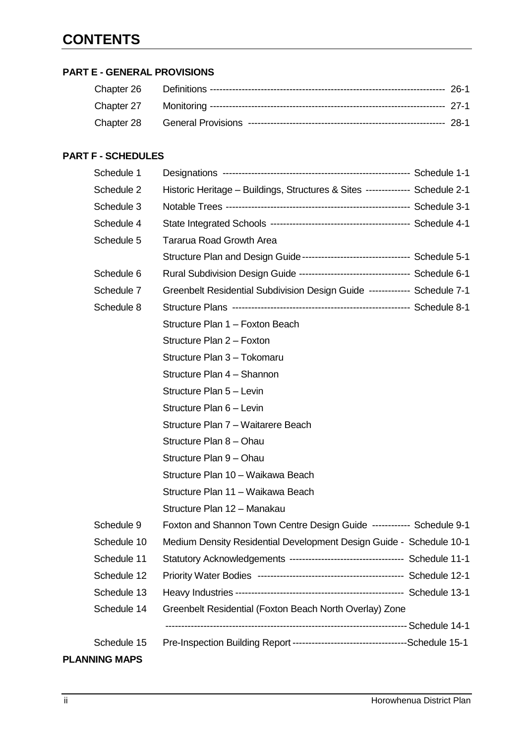# CONTENTS

**PART E - GENERAL PROVISIONS**

| | | |
|---|---|---|
| Chapter 26 | Definitions | 26-1 |
| Chapter 27 | Monitoring | 27-1 |
| Chapter 28 | General Provisions | 28-1 |

**PART F - SCHEDULES**

| | | |
|---|---|---|
| Schedule 1 | Designations | Schedule 1-1 |
| Schedule 2 | Historic Heritage – Buildings, Structures & Sites | Schedule 2-1 |
| Schedule 3 | Notable Trees | Schedule 3-1 |
| Schedule 4 | State Integrated Schools | Schedule 4-1 |
| Schedule 5 | Tararua Road Growth Area Structure Plan and Design Guide | Schedule 5-1 |
| Schedule 6 | Rural Subdivision Design Guide | Schedule 6-1 |
| Schedule 7 | Greenbelt Residential Subdivision Design Guide | Schedule 7-1 |
| Schedule 8 | Structure Plans | Schedule 8-1 |
| | Structure Plan 1 – Foxton Beach | |
| | Structure Plan 2 – Foxton | |
| | Structure Plan 3 – Tokomaru | |
| | Structure Plan 4 – Shannon | |
| | Structure Plan 5 – Levin | |
| | Structure Plan 6 – Levin | |
| | Structure Plan 7 – Waitarere Beach | |
| | Structure Plan 8 – Ohau | |
| | Structure Plan 9 – Ohau | |
| | Structure Plan 10 – Waikawa Beach | |
| | Structure Plan 11 – Waikawa Beach | |
| | Structure Plan 12 – Manakau | |
| Schedule 9 | Foxton and Shannon Town Centre Design Guide | Schedule 9-1 |
| Schedule 10 | Medium Density Residential Development Design Guide | Schedule 10-1 |
| Schedule 11 | Statutory Acknowledgements | Schedule 11-1 |
| Schedule 12 | Priority Water Bodies | Schedule 12-1 |
| Schedule 13 | Heavy Industries | Schedule 13-1 |
| Schedule 14 | Greenbelt Residential (Foxton Beach North Overlay) Zone | Schedule 14-1 |
| Schedule 15 | Pre-Inspection Building Report | Schedule 15-1 |

**PLANNING MAPS**